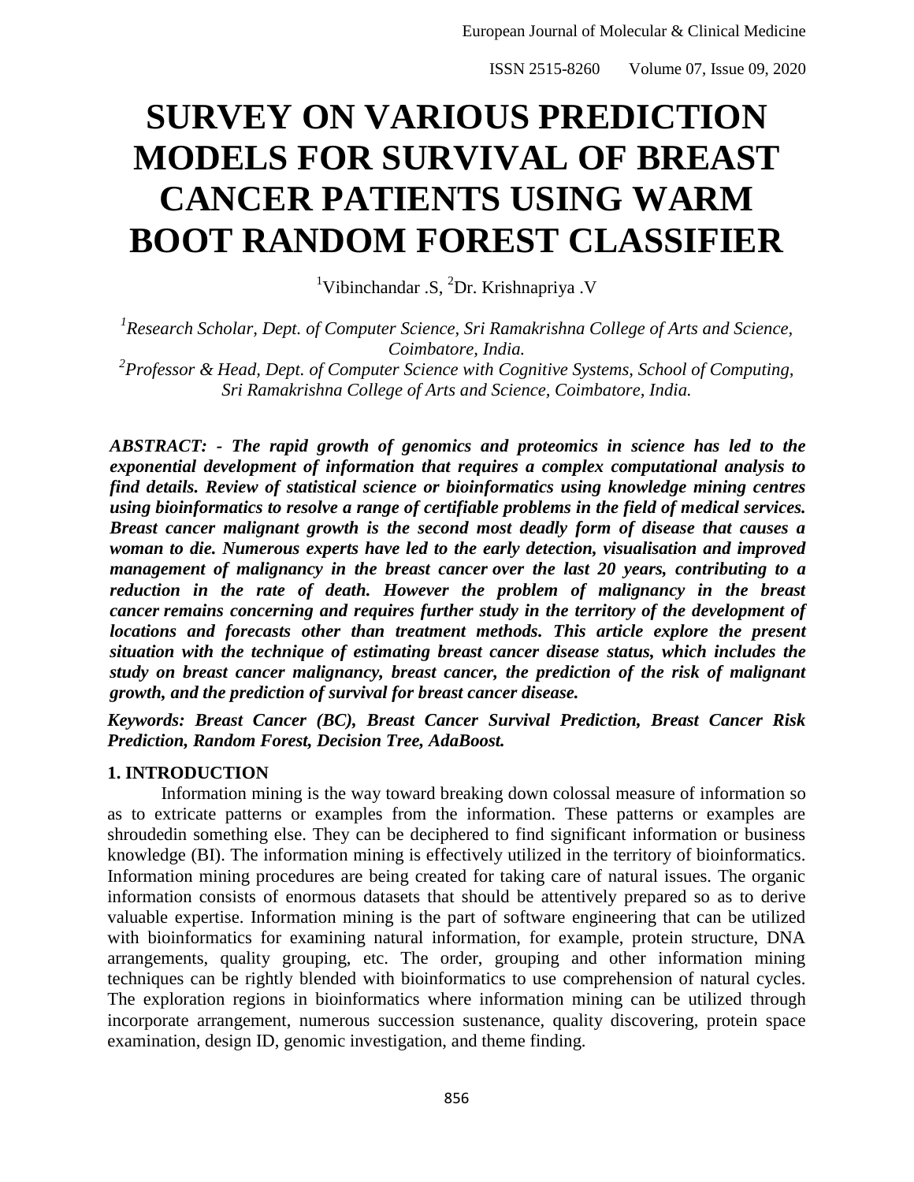# SURVEY ON VARIOUS PREDICTION MODELS FOR SURVIVAL OF BREAST CANCER PATIENTS USING WARM BOOT RANDOM FOREST CLASSIFIER

[1]Vibinchandar .S, [2]Dr. Krishnapriya .V

*[1]Research Scholar, Dept. of Computer Science, Sri Ramakrishna College of Arts and Science, Coimbatore, India.*
*[2]Professor & Head, Dept. of Computer Science with Cognitive Systems, School of Computing, Sri Ramakrishna College of Arts and Science, Coimbatore, India.*

***ABSTRACT: - The rapid growth of genomics and proteomics in science has led to the exponential development of information that requires a complex computational analysis to find details. Review of statistical science or bioinformatics using knowledge mining centres using bioinformatics to resolve a range of certifiable problems in the field of medical services. Breast cancer malignant growth is the second most deadly form of disease that causes a woman to die. Numerous experts have led to the early detection, visualisation and improved management of malignancy in the breast cancer over the last 20 years, contributing to a reduction in the rate of death. However the problem of malignancy in the breast cancer remains concerning and requires further study in the territory of the development of locations and forecasts other than treatment methods. This article explore the present situation with the technique of estimating breast cancer disease status, which includes the study on breast cancer malignancy, breast cancer, the prediction of the risk of malignant growth, and the prediction of survival for breast cancer disease.***

***Keywords: Breast Cancer (BC), Breast Cancer Survival Prediction, Breast Cancer Risk Prediction, Random Forest, Decision Tree, AdaBoost.***

## 1. INTRODUCTION

Information mining is the way toward breaking down colossal measure of information so as to extricate patterns or examples from the information. These patterns or examples are shroudedin something else. They can be deciphered to find significant information or business knowledge (BI). The information mining is effectively utilized in the territory of bioinformatics. Information mining procedures are being created for taking care of natural issues. The organic information consists of enormous datasets that should be attentively prepared so as to derive valuable expertise. Information mining is the part of software engineering that can be utilized with bioinformatics for examining natural information, for example, protein structure, DNA arrangements, quality grouping, etc. The order, grouping and other information mining techniques can be rightly blended with bioinformatics to use comprehension of natural cycles. The exploration regions in bioinformatics where information mining can be utilized through incorporate arrangement, numerous succession sustenance, quality discovering, protein space examination, design ID, genomic investigation, and theme finding.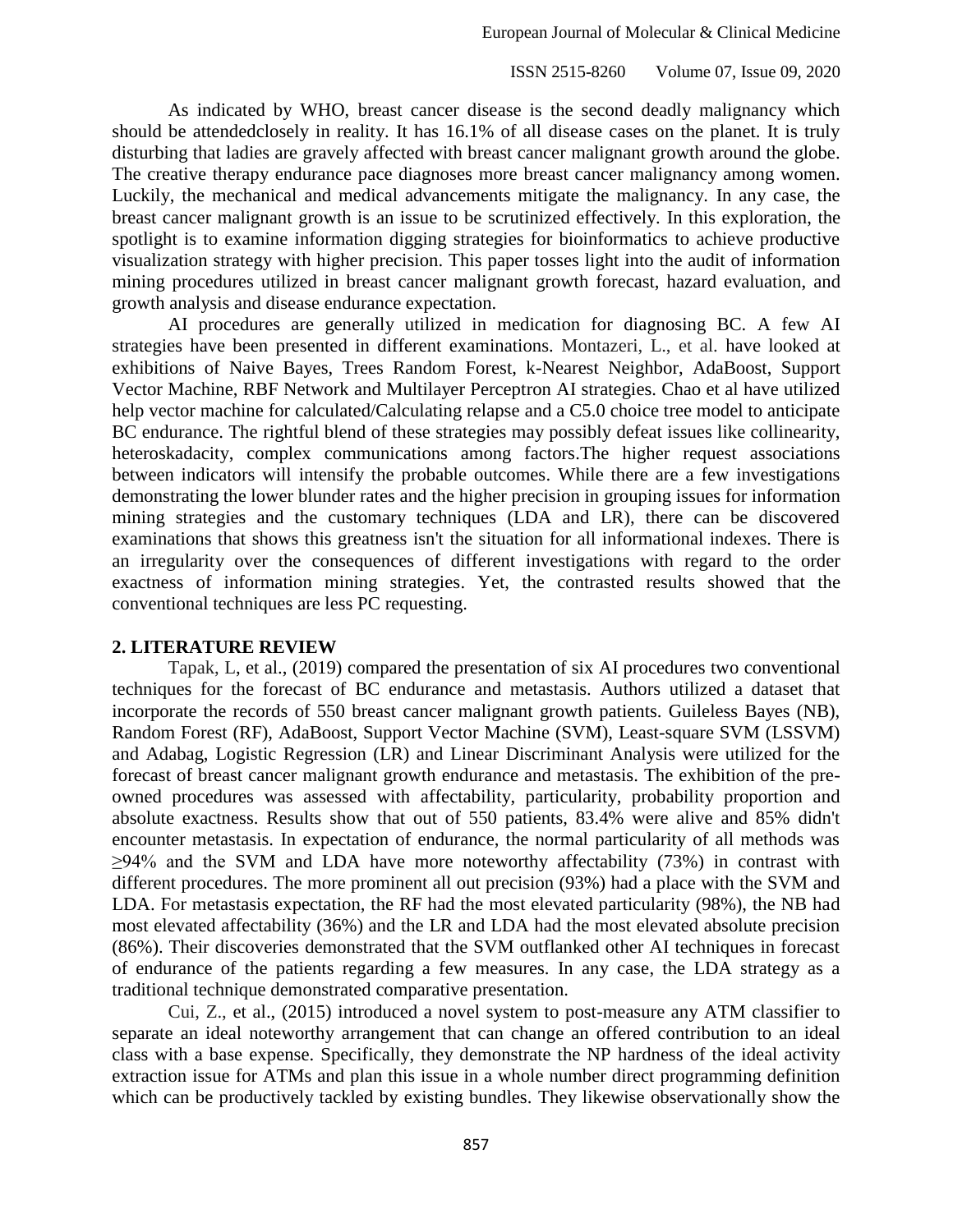As indicated by WHO, breast cancer disease is the second deadly malignancy which should be attendedclosely in reality. It has 16.1% of all disease cases on the planet. It is truly disturbing that ladies are gravely affected with breast cancer malignant growth around the globe. The creative therapy endurance pace diagnoses more breast cancer malignancy among women. Luckily, the mechanical and medical advancements mitigate the malignancy. In any case, the breast cancer malignant growth is an issue to be scrutinized effectively. In this exploration, the spotlight is to examine information digging strategies for bioinformatics to achieve productive visualization strategy with higher precision. This paper tosses light into the audit of information mining procedures utilized in breast cancer malignant growth forecast, hazard evaluation, and growth analysis and disease endurance expectation.

AI procedures are generally utilized in medication for diagnosing BC. A few AI strategies have been presented in different examinations. Montazeri, L., et al. have looked at exhibitions of Naive Bayes, Trees Random Forest, k-Nearest Neighbor, AdaBoost, Support Vector Machine, RBF Network and Multilayer Perceptron AI strategies. Chao et al have utilized help vector machine for calculated/Calculating relapse and a C5.0 choice tree model to anticipate BC endurance. The rightful blend of these strategies may possibly defeat issues like collinearity, heteroskadacity, complex communications among factors.The higher request associations between indicators will intensify the probable outcomes. While there are a few investigations demonstrating the lower blunder rates and the higher precision in grouping issues for information mining strategies and the customary techniques (LDA and LR), there can be discovered examinations that shows this greatness isn't the situation for all informational indexes. There is an irregularity over the consequences of different investigations with regard to the order exactness of information mining strategies. Yet, the contrasted results showed that the conventional techniques are less PC requesting.

## 2. LITERATURE REVIEW

Tapak, L, et al., (2019) compared the presentation of six AI procedures two conventional techniques for the forecast of BC endurance and metastasis. Authors utilized a dataset that incorporate the records of 550 breast cancer malignant growth patients. Guileless Bayes (NB), Random Forest (RF), AdaBoost, Support Vector Machine (SVM), Least-square SVM (LSSVM) and Adabag, Logistic Regression (LR) and Linear Discriminant Analysis were utilized for the forecast of breast cancer malignant growth endurance and metastasis. The exhibition of the pre-owned procedures was assessed with affectability, particularity, probability proportion and absolute exactness. Results show that out of 550 patients, 83.4% were alive and 85% didn't encounter metastasis. In expectation of endurance, the normal particularity of all methods was ≥94% and the SVM and LDA have more noteworthy affectability (73%) in contrast with different procedures. The more prominent all out precision (93%) had a place with the SVM and LDA. For metastasis expectation, the RF had the most elevated particularity (98%), the NB had most elevated affectability (36%) and the LR and LDA had the most elevated absolute precision (86%). Their discoveries demonstrated that the SVM outflanked other AI techniques in forecast of endurance of the patients regarding a few measures. In any case, the LDA strategy as a traditional technique demonstrated comparative presentation.

Cui, Z., et al., (2015) introduced a novel system to post-measure any ATM classifier to separate an ideal noteworthy arrangement that can change an offered contribution to an ideal class with a base expense. Specifically, they demonstrate the NP hardness of the ideal activity extraction issue for ATMs and plan this issue in a whole number direct programming definition which can be productively tackled by existing bundles. They likewise observationally show the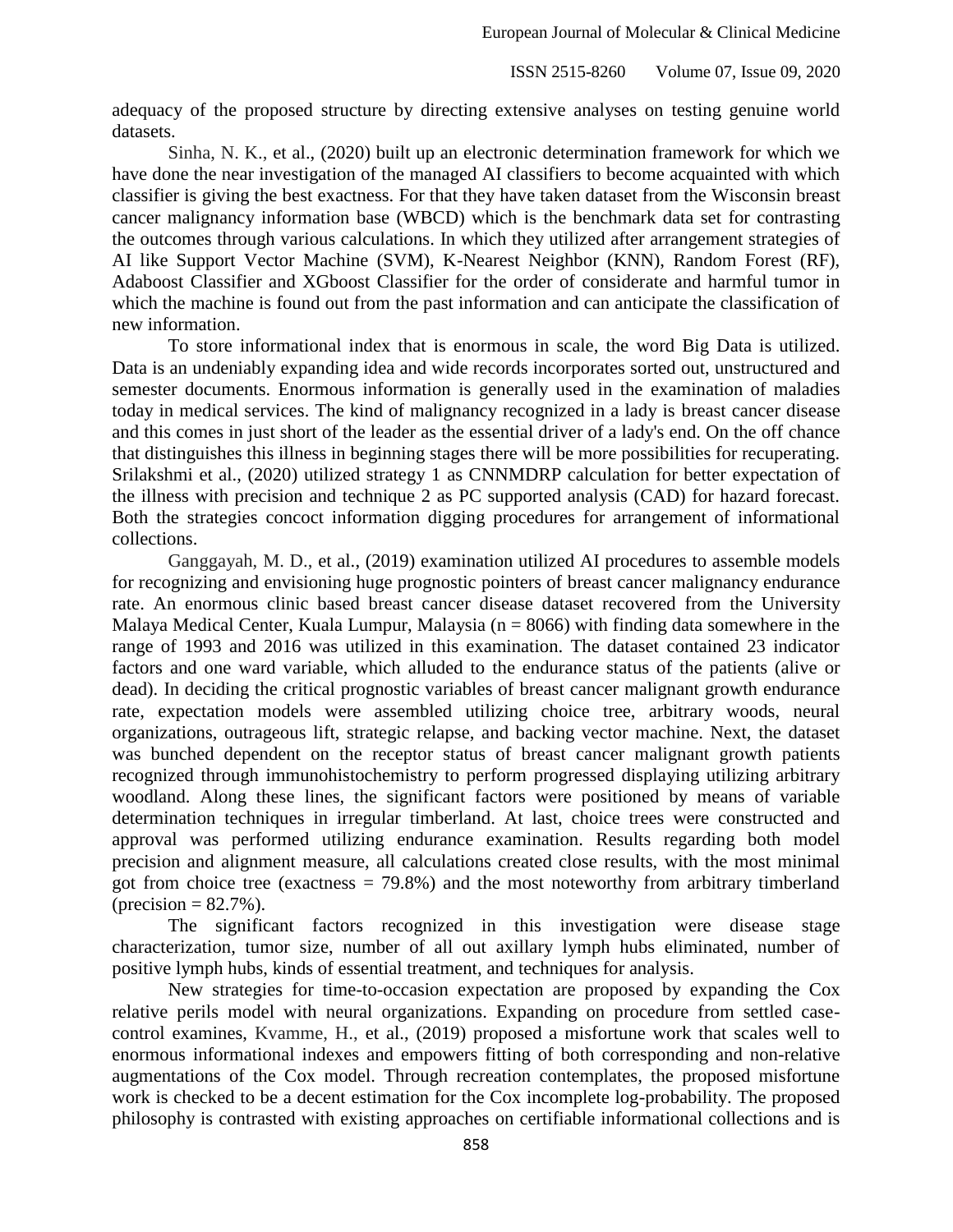adequacy of the proposed structure by directing extensive analyses on testing genuine world datasets.

Sinha, N. K., et al., (2020) built up an electronic determination framework for which we have done the near investigation of the managed AI classifiers to become acquainted with which classifier is giving the best exactness. For that they have taken dataset from the Wisconsin breast cancer malignancy information base (WBCD) which is the benchmark data set for contrasting the outcomes through various calculations. In which they utilized after arrangement strategies of AI like Support Vector Machine (SVM), K-Nearest Neighbor (KNN), Random Forest (RF), Adaboost Classifier and XGboost Classifier for the order of considerate and harmful tumor in which the machine is found out from the past information and can anticipate the classification of new information.

To store informational index that is enormous in scale, the word Big Data is utilized. Data is an undeniably expanding idea and wide records incorporates sorted out, unstructured and semester documents. Enormous information is generally used in the examination of maladies today in medical services. The kind of malignancy recognized in a lady is breast cancer disease and this comes in just short of the leader as the essential driver of a lady's end. On the off chance that distinguishes this illness in beginning stages there will be more possibilities for recuperating. Srilakshmi et al., (2020) utilized strategy 1 as CNNMDRP calculation for better expectation of the illness with precision and technique 2 as PC supported analysis (CAD) for hazard forecast. Both the strategies concoct information digging procedures for arrangement of informational collections.

Ganggayah, M. D., et al., (2019) examination utilized AI procedures to assemble models for recognizing and envisioning huge prognostic pointers of breast cancer malignancy endurance rate. An enormous clinic based breast cancer disease dataset recovered from the University Malaya Medical Center, Kuala Lumpur, Malaysia (n = 8066) with finding data somewhere in the range of 1993 and 2016 was utilized in this examination. The dataset contained 23 indicator factors and one ward variable, which alluded to the endurance status of the patients (alive or dead). In deciding the critical prognostic variables of breast cancer malignant growth endurance rate, expectation models were assembled utilizing choice tree, arbitrary woods, neural organizations, outrageous lift, strategic relapse, and backing vector machine. Next, the dataset was bunched dependent on the receptor status of breast cancer malignant growth patients recognized through immunohistochemistry to perform progressed displaying utilizing arbitrary woodland. Along these lines, the significant factors were positioned by means of variable determination techniques in irregular timberland. At last, choice trees were constructed and approval was performed utilizing endurance examination. Results regarding both model precision and alignment measure, all calculations created close results, with the most minimal got from choice tree (exactness = 79.8%) and the most noteworthy from arbitrary timberland (precision = 82.7%).

The significant factors recognized in this investigation were disease stage characterization, tumor size, number of all out axillary lymph hubs eliminated, number of positive lymph hubs, kinds of essential treatment, and techniques for analysis.

New strategies for time-to-occasion expectation are proposed by expanding the Cox relative perils model with neural organizations. Expanding on procedure from settled case-control examines, Kvamme, H., et al., (2019) proposed a misfortune work that scales well to enormous informational indexes and empowers fitting of both corresponding and non-relative augmentations of the Cox model. Through recreation contemplates, the proposed misfortune work is checked to be a decent estimation for the Cox incomplete log-probability. The proposed philosophy is contrasted with existing approaches on certifiable informational collections and is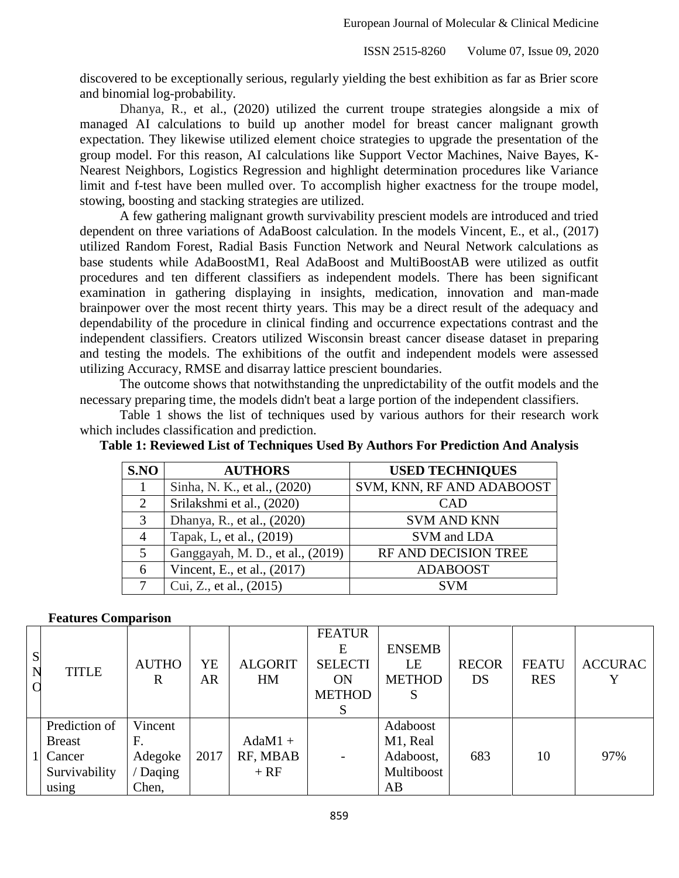discovered to be exceptionally serious, regularly yielding the best exhibition as far as Brier score and binomial log-probability.

Dhanya, R., et al., (2020) utilized the current troupe strategies alongside a mix of managed AI calculations to build up another model for breast cancer malignant growth expectation. They likewise utilized element choice strategies to upgrade the presentation of the group model. For this reason, AI calculations like Support Vector Machines, Naive Bayes, K-Nearest Neighbors, Logistics Regression and highlight determination procedures like Variance limit and f-test have been mulled over. To accomplish higher exactness for the troupe model, stowing, boosting and stacking strategies are utilized.

A few gathering malignant growth survivability prescient models are introduced and tried dependent on three variations of AdaBoost calculation. In the models Vincent, E., et al., (2017) utilized Random Forest, Radial Basis Function Network and Neural Network calculations as base students while AdaBoostM1, Real AdaBoost and MultiBoostAB were utilized as outfit procedures and ten different classifiers as independent models. There has been significant examination in gathering displaying in insights, medication, innovation and man-made brainpower over the most recent thirty years. This may be a direct result of the adequacy and dependability of the procedure in clinical finding and occurrence expectations contrast and the independent classifiers. Creators utilized Wisconsin breast cancer disease dataset in preparing and testing the models. The exhibitions of the outfit and independent models were assessed utilizing Accuracy, RMSE and disarray lattice prescient boundaries.

The outcome shows that notwithstanding the unpredictability of the outfit models and the necessary preparing time, the models didn't beat a large portion of the independent classifiers.

Table 1 shows the list of techniques used by various authors for their research work which includes classification and prediction.

**Table 1: Reviewed List of Techniques Used By Authors For Prediction And Analysis**

| S.NO | AUTHORS | USED TECHNIQUES |
|---|---|---|
| 1 | Sinha, N. K., et al., (2020) | SVM, KNN, RF AND ADABOOST |
| 2 | Srilakshmi et al., (2020) | CAD |
| 3 | Dhanya, R., et al., (2020) | SVM AND KNN |
| 4 | Tapak, L, et al., (2019) | SVM and LDA |
| 5 | Ganggayah, M. D., et al., (2019) | RF AND DECISION TREE |
| 6 | Vincent, E., et al., (2017) | ADABOOST |
| 7 | Cui, Z., et al., (2015) | SVM |

**Features Comparison**

| S NO | TITLE | AUTHOR | YEAR | ALGORITHM | FEATURE SELECTION METHODS | ENSEMBLE METHODS | RECORDS | FEATURES | ACCURACY |
|---|---|---|---|---|---|---|---|---|---|
| 1 | Prediction of Breast Cancer Survivability using | Vincent F. Adegoke / Daqing Chen, | 2017 | AdaM1 + RF, MBAB + RF | - | Adaboost M1, Real Adaboost, Multiboost AB | 683 | 10 | 97% |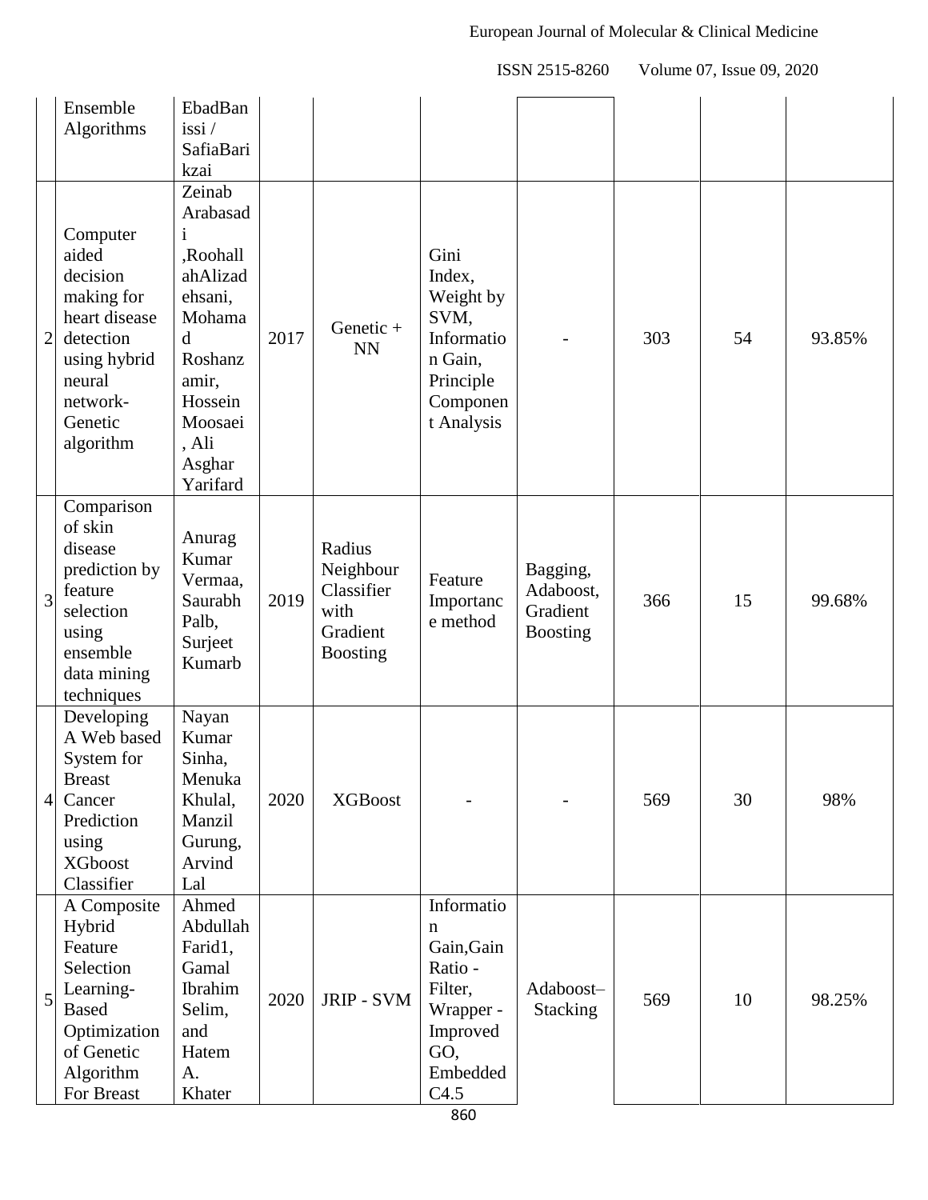| | Ensemble Algorithms | EbadBanissi / SafiaBarikzai | | | | | | | |
|---|---|---|---|---|---|---|---|---|---|
| 2 | Computer aided decision making for heart disease detection using hybrid neural network-Genetic algorithm | Zeinab Arabasadi ,RoohallahAlizadehsani, Mohamad Roshanzamir, Hossein Moosaei , Ali Asghar Yarifard | 2017 | Genetic + NN | Gini Index, Weight by SVM, Information Gain, Principle Component Analysis | - | 303 | 54 | 93.85% |
| 3 | Comparison of skin disease prediction by feature selection using ensemble data mining techniques | Anurag Kumar Vermaa, Saurabh Palb, Surjeet Kumarb | 2019 | Radius Neighbour Classifier with Gradient Boosting | Feature Importance method | Bagging, Adaboost, Gradient Boosting | 366 | 15 | 99.68% |
| 4 | Developing A Web based System for Breast Cancer Prediction using XGboost Classifier | Nayan Kumar Sinha, Menuka Khulal, Manzil Gurung, Arvind Lal | 2020 | XGBoost | - | - | 569 | 30 | 98% |
| 5 | A Composite Hybrid Feature Selection Learning-Based Optimization of Genetic Algorithm For Breast | Ahmed Abdullah Farid1, Gamal Ibrahim Selim, and Hatem A. Khater | 2020 | JRIP - SVM | Information Gain,Gain Ratio - Filter, Wrapper - Improved GO, Embedded C4.5 | Adaboost–Stacking | 569 | 10 | 98.25% |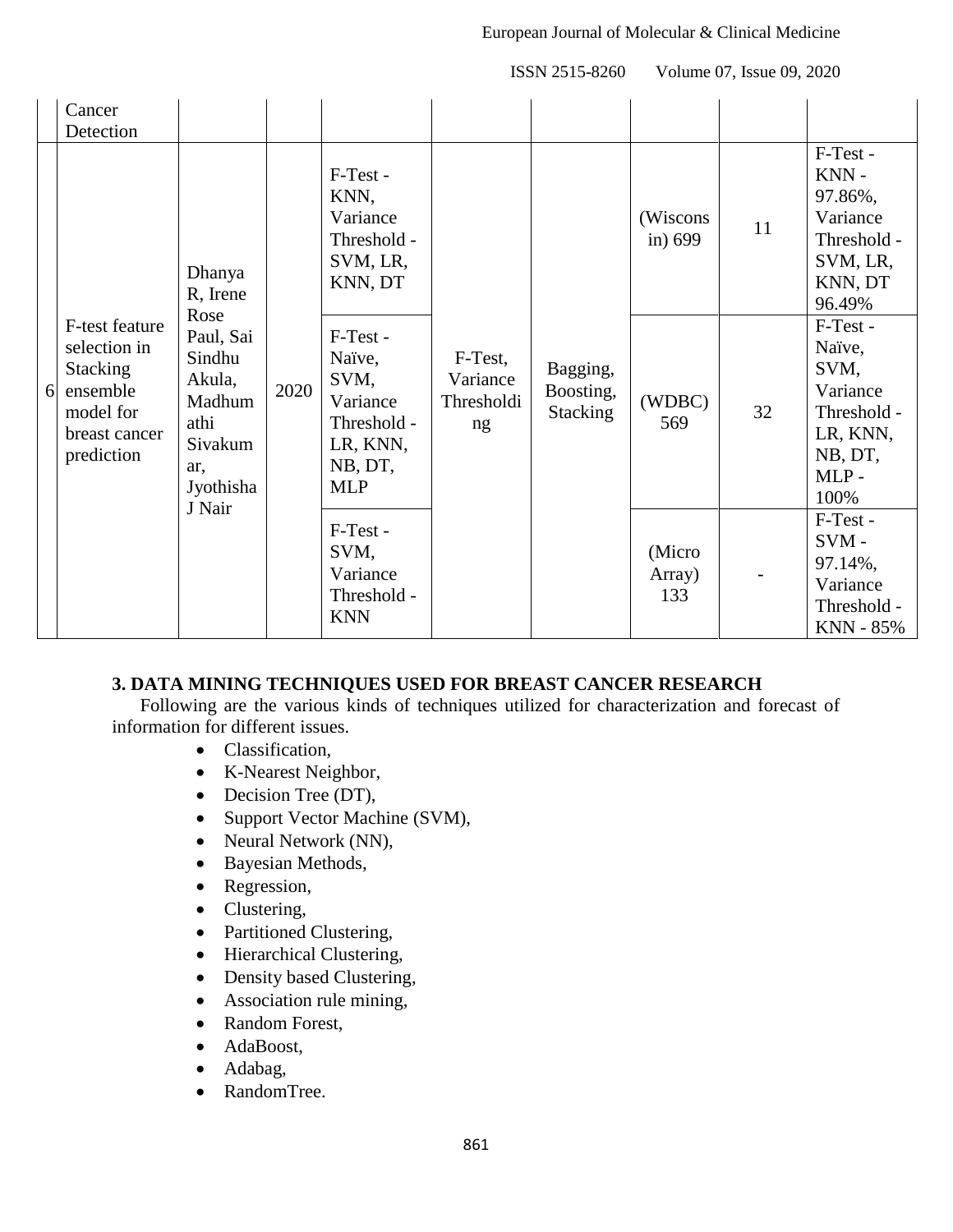| | | | | | | | | |
|---|---|---|---|---|---|---|---|---|
| | Cancer Detection | | | | | | | |
| 6 | F-test feature selection in Stacking ensemble model for breast cancer prediction | Dhanya R, Irene Rose Paul, Sai Sindhu Akula, Madhumathi Sivakumar, Jyothisha J Nair | 2020 | F-Test - KNN, Variance Threshold - SVM, LR, KNN, DT | F-Test, Variance Thresholding | Bagging, Boosting, Stacking | (Wisconsin) 699 | 11 | F-Test - KNN - 97.86%, Variance Threshold - SVM, LR, KNN, DT 96.49% |
| | | | | F-Test - Naïve, SVM, Variance Threshold - LR, KNN, NB, DT, MLP | | | (WDBC) 569 | 32 | F-Test - Naïve, SVM, Variance Threshold - LR, KNN, NB, DT, MLP - 100% |
| | | | | F-Test - SVM, Variance Threshold - KNN | | | (Micro Array) 133 | - | F-Test - SVM - 97.14%, Variance Threshold - KNN - 85% |

## 3. DATA MINING TECHNIQUES USED FOR BREAST CANCER RESEARCH

Following are the various kinds of techniques utilized for characterization and forecast of information for different issues.

- Classification,
- K-Nearest Neighbor,
- Decision Tree (DT),
- Support Vector Machine (SVM),
- Neural Network (NN),
- Bayesian Methods,
- Regression,
- Clustering,
- Partitioned Clustering,
- Hierarchical Clustering,
- Density based Clustering,
- Association rule mining,
- Random Forest,
- AdaBoost,
- Adabag,
- RandomTree.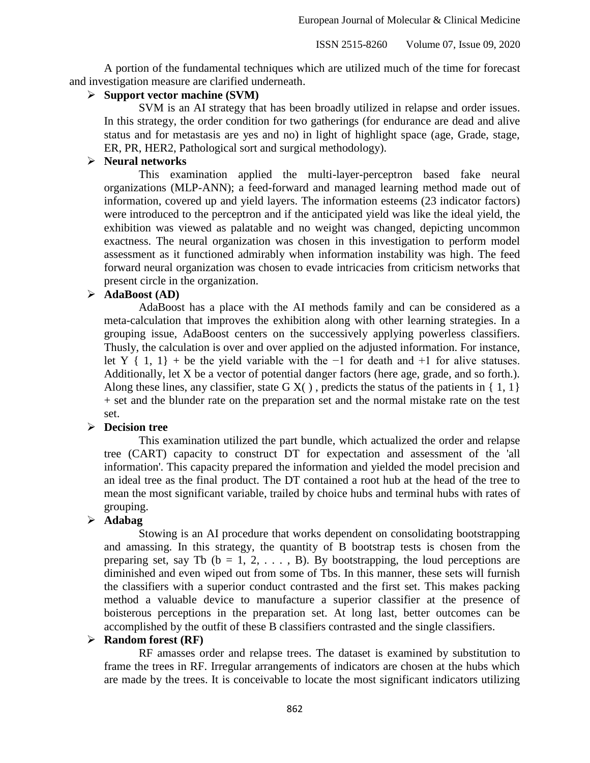A portion of the fundamental techniques which are utilized much of the time for forecast and investigation measure are clarified underneath.

- **Support vector machine (SVM)**

  SVM is an AI strategy that has been broadly utilized in relapse and order issues. In this strategy, the order condition for two gatherings (for endurance are dead and alive status and for metastasis are yes and no) in light of highlight space (age, Grade, stage, ER, PR, HER2, Pathological sort and surgical methodology).

- **Neural networks**

  This examination applied the multi-layer-perceptron based fake neural organizations (MLP-ANN); a feed-forward and managed learning method made out of information, covered up and yield layers. The information esteems (23 indicator factors) were introduced to the perceptron and if the anticipated yield was like the ideal yield, the exhibition was viewed as palatable and no weight was changed, depicting uncommon exactness. The neural organization was chosen in this investigation to perform model assessment as it functioned admirably when information instability was high. The feed forward neural organization was chosen to evade intricacies from criticism networks that present circle in the organization.

- **AdaBoost (AD)**

  AdaBoost has a place with the AI methods family and can be considered as a meta-calculation that improves the exhibition along with other learning strategies. In a grouping issue, AdaBoost centers on the successively applying powerless classifiers. Thusly, the calculation is over and over applied on the adjusted information. For instance, let Y { 1, 1} + be the yield variable with the −1 for death and +1 for alive statuses. Additionally, let X be a vector of potential danger factors (here age, grade, and so forth.). Along these lines, any classifier, state G X( ) , predicts the status of the patients in { 1, 1} + set and the blunder rate on the preparation set and the normal mistake rate on the test set.

- **Decision tree**

  This examination utilized the part bundle, which actualized the order and relapse tree (CART) capacity to construct DT for expectation and assessment of the 'all information'. This capacity prepared the information and yielded the model precision and an ideal tree as the final product. The DT contained a root hub at the head of the tree to mean the most significant variable, trailed by choice hubs and terminal hubs with rates of grouping.

- **Adabag**

  Stowing is an AI procedure that works dependent on consolidating bootstrapping and amassing. In this strategy, the quantity of B bootstrap tests is chosen from the preparing set, say Tb (b = 1, 2, . . . , B). By bootstrapping, the loud perceptions are diminished and even wiped out from some of Tbs. In this manner, these sets will furnish the classifiers with a superior conduct contrasted and the first set. This makes packing method a valuable device to manufacture a superior classifier at the presence of boisterous perceptions in the preparation set. At long last, better outcomes can be accomplished by the outfit of these B classifiers contrasted and the single classifiers.

- **Random forest (RF)**

  RF amasses order and relapse trees. The dataset is examined by substitution to frame the trees in RF. Irregular arrangements of indicators are chosen at the hubs which are made by the trees. It is conceivable to locate the most significant indicators utilizing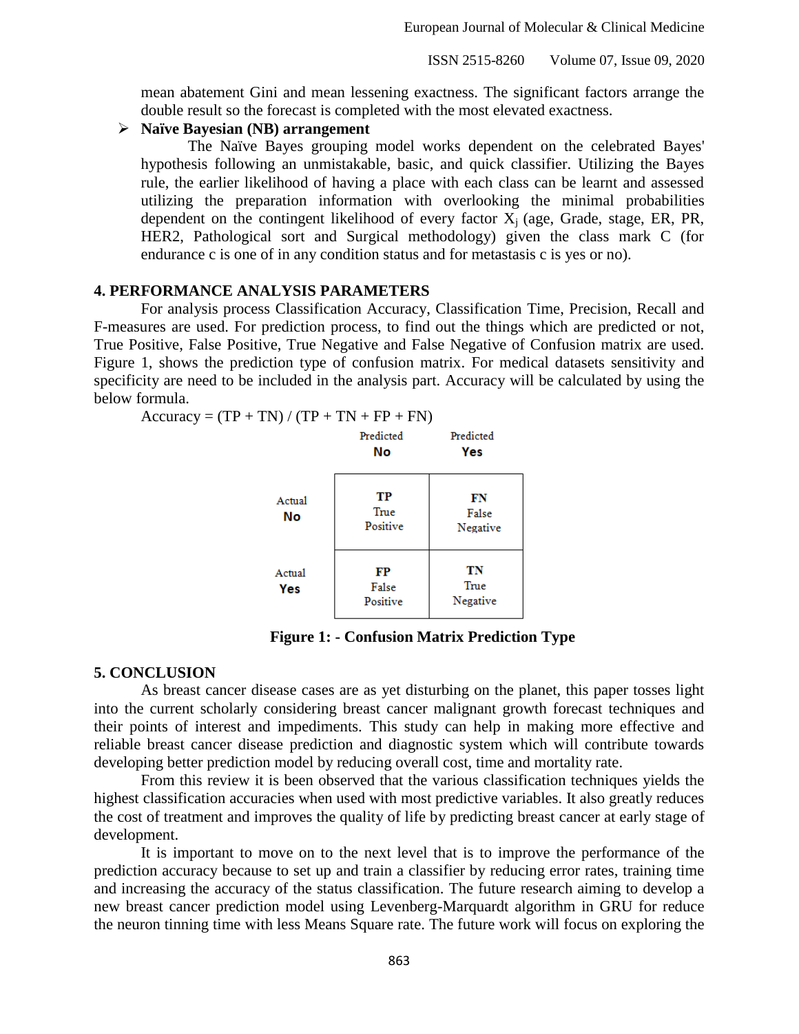mean abatement Gini and mean lessening exactness. The significant factors arrange the double result so the forecast is completed with the most elevated exactness.

- **Naïve Bayesian (NB) arrangement**

  The Naïve Bayes grouping model works dependent on the celebrated Bayes' hypothesis following an unmistakable, basic, and quick classifier. Utilizing the Bayes rule, the earlier likelihood of having a place with each class can be learnt and assessed utilizing the preparation information with overlooking the minimal probabilities dependent on the contingent likelihood of every factor $X_j$ (age, Grade, stage, ER, PR, HER2, Pathological sort and Surgical methodology) given the class mark C (for endurance c is one of in any condition status and for metastasis c is yes or no).

## 4. PERFORMANCE ANALYSIS PARAMETERS

For analysis process Classification Accuracy, Classification Time, Precision, Recall and F-measures are used. For prediction process, to find out the things which are predicted or not, True Positive, False Positive, True Negative and False Negative of Confusion matrix are used. Figure 1, shows the prediction type of confusion matrix. For medical datasets sensitivity and specificity are need to be included in the analysis part. Accuracy will be calculated by using the below formula.

$$\text{Accuracy} = (TP + TN) / (TP + TN + FP + FN)$$

| | Predicted **No** | Predicted **Yes** |
|---|---|---|
| Actual **No** | **TP** True Positive | **FN** False Negative |
| Actual **Yes** | **FP** False Positive | **TN** True Negative |

**Figure 1: - Confusion Matrix Prediction Type**

## 5. CONCLUSION

As breast cancer disease cases are as yet disturbing on the planet, this paper tosses light into the current scholarly considering breast cancer malignant growth forecast techniques and their points of interest and impediments. This study can help in making more effective and reliable breast cancer disease prediction and diagnostic system which will contribute towards developing better prediction model by reducing overall cost, time and mortality rate.

From this review it is been observed that the various classification techniques yields the highest classification accuracies when used with most predictive variables. It also greatly reduces the cost of treatment and improves the quality of life by predicting breast cancer at early stage of development.

It is important to move on to the next level that is to improve the performance of the prediction accuracy because to set up and train a classifier by reducing error rates, training time and increasing the accuracy of the status classification. The future research aiming to develop a new breast cancer prediction model using Levenberg-Marquardt algorithm in GRU for reduce the neuron tinning time with less Means Square rate. The future work will focus on exploring the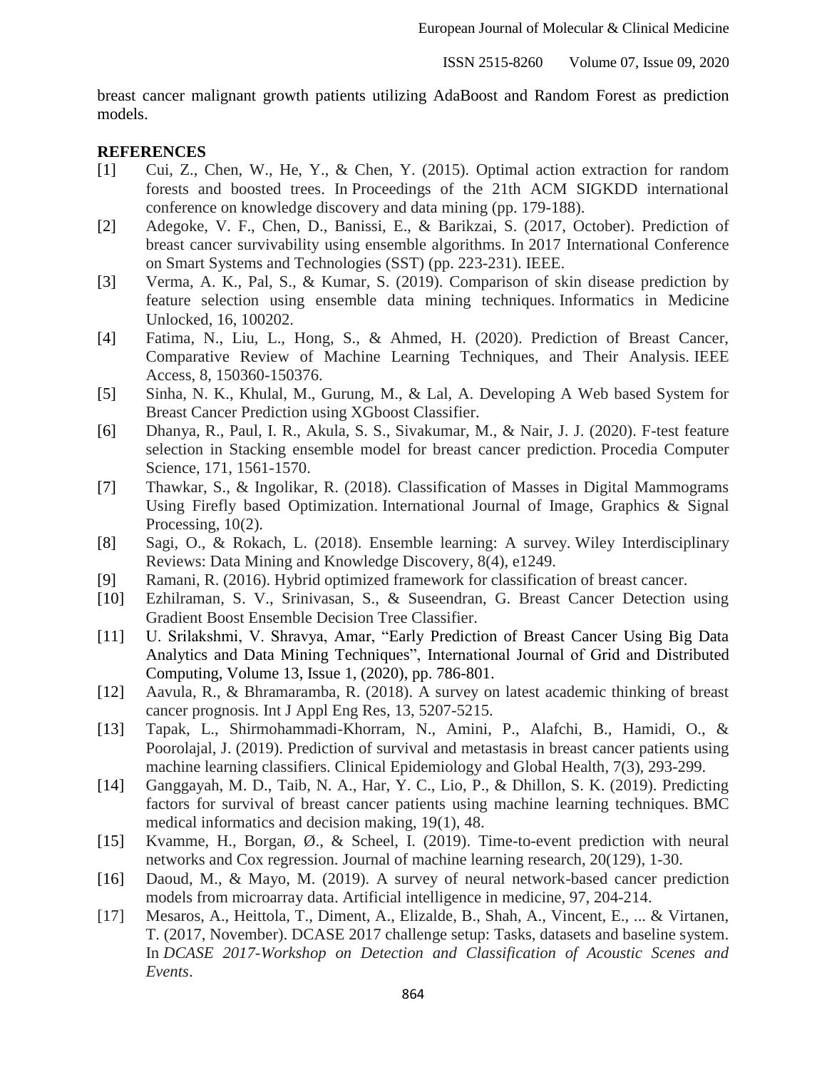breast cancer malignant growth patients utilizing AdaBoost and Random Forest as prediction models.

## REFERENCES

[1] Cui, Z., Chen, W., He, Y., & Chen, Y. (2015). Optimal action extraction for random forests and boosted trees. In Proceedings of the 21th ACM SIGKDD international conference on knowledge discovery and data mining (pp. 179-188).

[2] Adegoke, V. F., Chen, D., Banissi, E., & Barikzai, S. (2017, October). Prediction of breast cancer survivability using ensemble algorithms. In 2017 International Conference on Smart Systems and Technologies (SST) (pp. 223-231). IEEE.

[3] Verma, A. K., Pal, S., & Kumar, S. (2019). Comparison of skin disease prediction by feature selection using ensemble data mining techniques. Informatics in Medicine Unlocked, 16, 100202.

[4] Fatima, N., Liu, L., Hong, S., & Ahmed, H. (2020). Prediction of Breast Cancer, Comparative Review of Machine Learning Techniques, and Their Analysis. IEEE Access, 8, 150360-150376.

[5] Sinha, N. K., Khulal, M., Gurung, M., & Lal, A. Developing A Web based System for Breast Cancer Prediction using XGboost Classifier.

[6] Dhanya, R., Paul, I. R., Akula, S. S., Sivakumar, M., & Nair, J. J. (2020). F-test feature selection in Stacking ensemble model for breast cancer prediction. Procedia Computer Science, 171, 1561-1570.

[7] Thawkar, S., & Ingolikar, R. (2018). Classification of Masses in Digital Mammograms Using Firefly based Optimization. International Journal of Image, Graphics & Signal Processing, 10(2).

[8] Sagi, O., & Rokach, L. (2018). Ensemble learning: A survey. Wiley Interdisciplinary Reviews: Data Mining and Knowledge Discovery, 8(4), e1249.

[9] Ramani, R. (2016). Hybrid optimized framework for classification of breast cancer.

[10] Ezhilraman, S. V., Srinivasan, S., & Suseendran, G. Breast Cancer Detection using Gradient Boost Ensemble Decision Tree Classifier.

[11] U. Srilakshmi, V. Shravya, Amar, "Early Prediction of Breast Cancer Using Big Data Analytics and Data Mining Techniques", International Journal of Grid and Distributed Computing, Volume 13, Issue 1, (2020), pp. 786-801.

[12] Aavula, R., & Bhramaramba, R. (2018). A survey on latest academic thinking of breast cancer prognosis. Int J Appl Eng Res, 13, 5207-5215.

[13] Tapak, L., Shirmohammadi-Khorram, N., Amini, P., Alafchi, B., Hamidi, O., & Poorolajal, J. (2019). Prediction of survival and metastasis in breast cancer patients using machine learning classifiers. Clinical Epidemiology and Global Health, 7(3), 293-299.

[14] Ganggayah, M. D., Taib, N. A., Har, Y. C., Lio, P., & Dhillon, S. K. (2019). Predicting factors for survival of breast cancer patients using machine learning techniques. BMC medical informatics and decision making, 19(1), 48.

[15] Kvamme, H., Borgan, Ø., & Scheel, I. (2019). Time-to-event prediction with neural networks and Cox regression. Journal of machine learning research, 20(129), 1-30.

[16] Daoud, M., & Mayo, M. (2019). A survey of neural network-based cancer prediction models from microarray data. Artificial intelligence in medicine, 97, 204-214.

[17] Mesaros, A., Heittola, T., Diment, A., Elizalde, B., Shah, A., Vincent, E., ... & Virtanen, T. (2017, November). DCASE 2017 challenge setup: Tasks, datasets and baseline system. In *DCASE 2017-Workshop on Detection and Classification of Acoustic Scenes and Events*.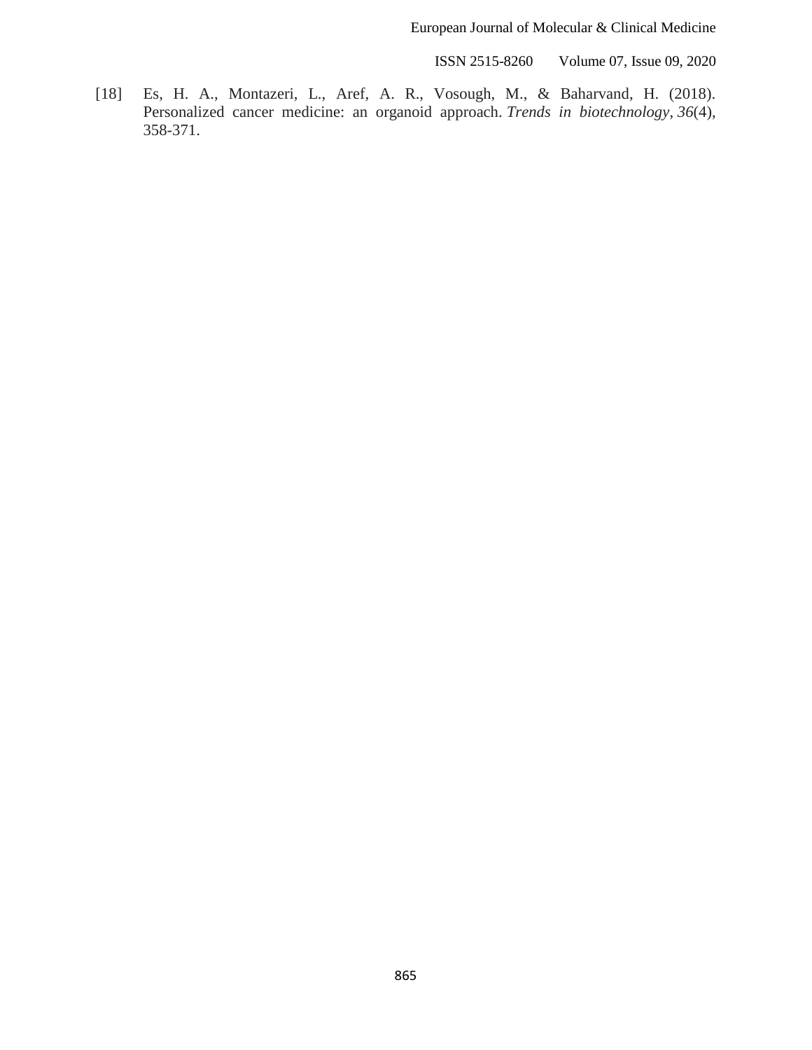[18] Es, H. A., Montazeri, L., Aref, A. R., Vosough, M., & Baharvand, H. (2018). Personalized cancer medicine: an organoid approach. *Trends in biotechnology*, *36*(4), 358-371.